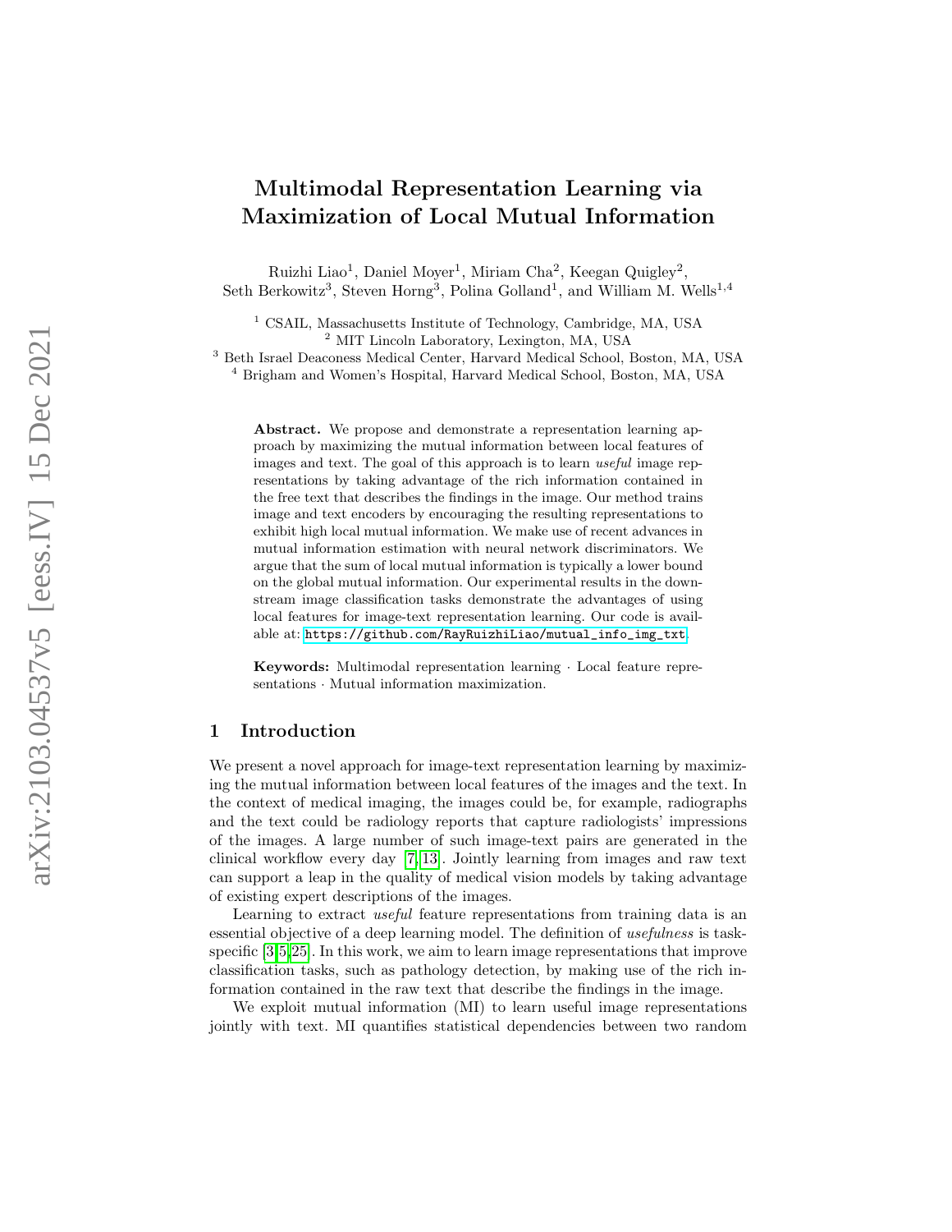# Multimodal Representation Learning via Maximization of Local Mutual Information

Ruizhi Liao[1], Daniel Moyer[1], Miriam Cha[2], Keegan Quigley[2], Seth Berkowitz[3], Steven Horng[3], Polina Golland[1], and William M. Wells[1,4]

[1] CSAIL, Massachusetts Institute of Technology, Cambridge, MA, USA
[2] MIT Lincoln Laboratory, Lexington, MA, USA
[3] Beth Israel Deaconess Medical Center, Harvard Medical School, Boston, MA, USA
[4] Brigham and Women's Hospital, Harvard Medical School, Boston, MA, USA

**Abstract.** We propose and demonstrate a representation learning approach by maximizing the mutual information between local features of images and text. The goal of this approach is to learn *useful* image representations by taking advantage of the rich information contained in the free text that describes the findings in the image. Our method trains image and text encoders by encouraging the resulting representations to exhibit high local mutual information. We make use of recent advances in mutual information estimation with neural network discriminators. We argue that the sum of local mutual information is typically a lower bound on the global mutual information. Our experimental results in the downstream image classification tasks demonstrate the advantages of using local features for image-text representation learning. Our code is available at: https://github.com/RayRuizhiLiao/mutual_info_img_txt.

**Keywords:** Multimodal representation learning · Local feature representations · Mutual information maximization.

## 1 Introduction

We present a novel approach for image-text representation learning by maximizing the mutual information between local features of the images and the text. In the context of medical imaging, the images could be, for example, radiographs and the text could be radiology reports that capture radiologists' impressions of the images. A large number of such image-text pairs are generated in the clinical workflow every day [7,13]. Jointly learning from images and raw text can support a leap in the quality of medical vision models by taking advantage of existing expert descriptions of the images.

Learning to extract *useful* feature representations from training data is an essential objective of a deep learning model. The definition of *usefulness* is task-specific [3,5,25]. In this work, we aim to learn image representations that improve classification tasks, such as pathology detection, by making use of the rich information contained in the raw text that describe the findings in the image.

We exploit mutual information (MI) to learn useful image representations jointly with text. MI quantifies statistical dependencies between two random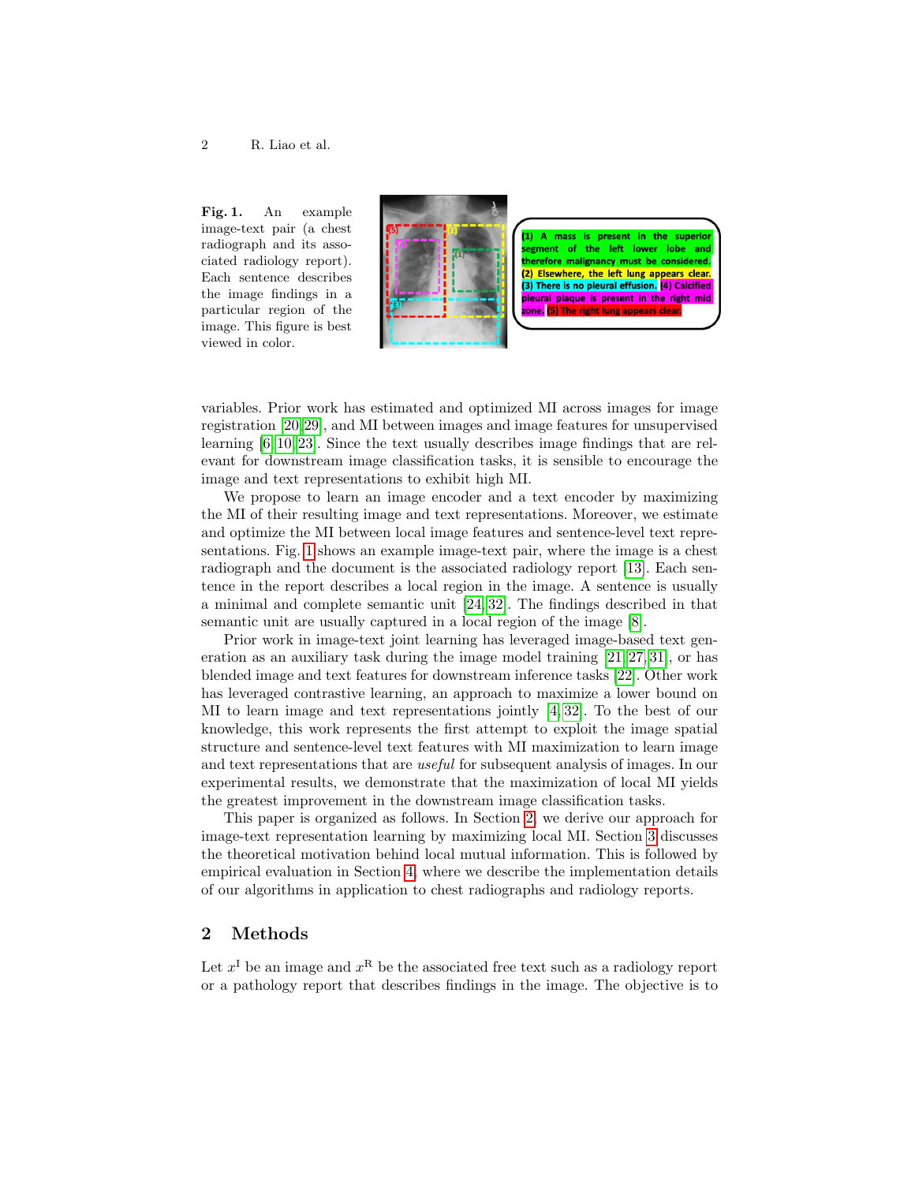**Fig. 1.** An example image-text pair (a chest radiograph and its associated radiology report). Each sentence describes the image findings in a particular region of the image. This figure is best viewed in color.

(1) A mass is present in the superior segment of the left lower lobe and therefore malignancy must be considered. (2) Elsewhere, the left lung appears clear. (3) There is no pleural effusion. (4) Calcified pleural plaque is present in the right mid zone. (5) The right lung appears clear.

variables. Prior work has estimated and optimized MI across images for image registration [20,29], and MI between images and image features for unsupervised learning [6,10,23]. Since the text usually describes image findings that are relevant for downstream image classification tasks, it is sensible to encourage the image and text representations to exhibit high MI.

We propose to learn an image encoder and a text encoder by maximizing the MI of their resulting image and text representations. Moreover, we estimate and optimize the MI between local image features and sentence-level text representations. Fig. 1 shows an example image-text pair, where the image is a chest radiograph and the document is the associated radiology report [13]. Each sentence in the report describes a local region in the image. A sentence is usually a minimal and complete semantic unit [24,32]. The findings described in that semantic unit are usually captured in a local region of the image [8].

Prior work in image-text joint learning has leveraged image-based text generation as an auxiliary task during the image model training [21,27,31], or has blended image and text features for downstream inference tasks [22]. Other work has leveraged contrastive learning, an approach to maximize a lower bound on MI to learn image and text representations jointly [4,32]. To the best of our knowledge, this work represents the first attempt to exploit the image spatial structure and sentence-level text features with MI maximization to learn image and text representations that are *useful* for subsequent analysis of images. In our experimental results, we demonstrate that the maximization of local MI yields the greatest improvement in the downstream image classification tasks.

This paper is organized as follows. In Section 2, we derive our approach for image-text representation learning by maximizing local MI. Section 3 discusses the theoretical motivation behind local mutual information. This is followed by empirical evaluation in Section 4, where we describe the implementation details of our algorithms in application to chest radiographs and radiology reports.

## 2 Methods

Let $x^{\mathrm{I}}$ be an image and $x^{\mathrm{R}}$ be the associated free text such as a radiology report or a pathology report that describes findings in the image. The objective is to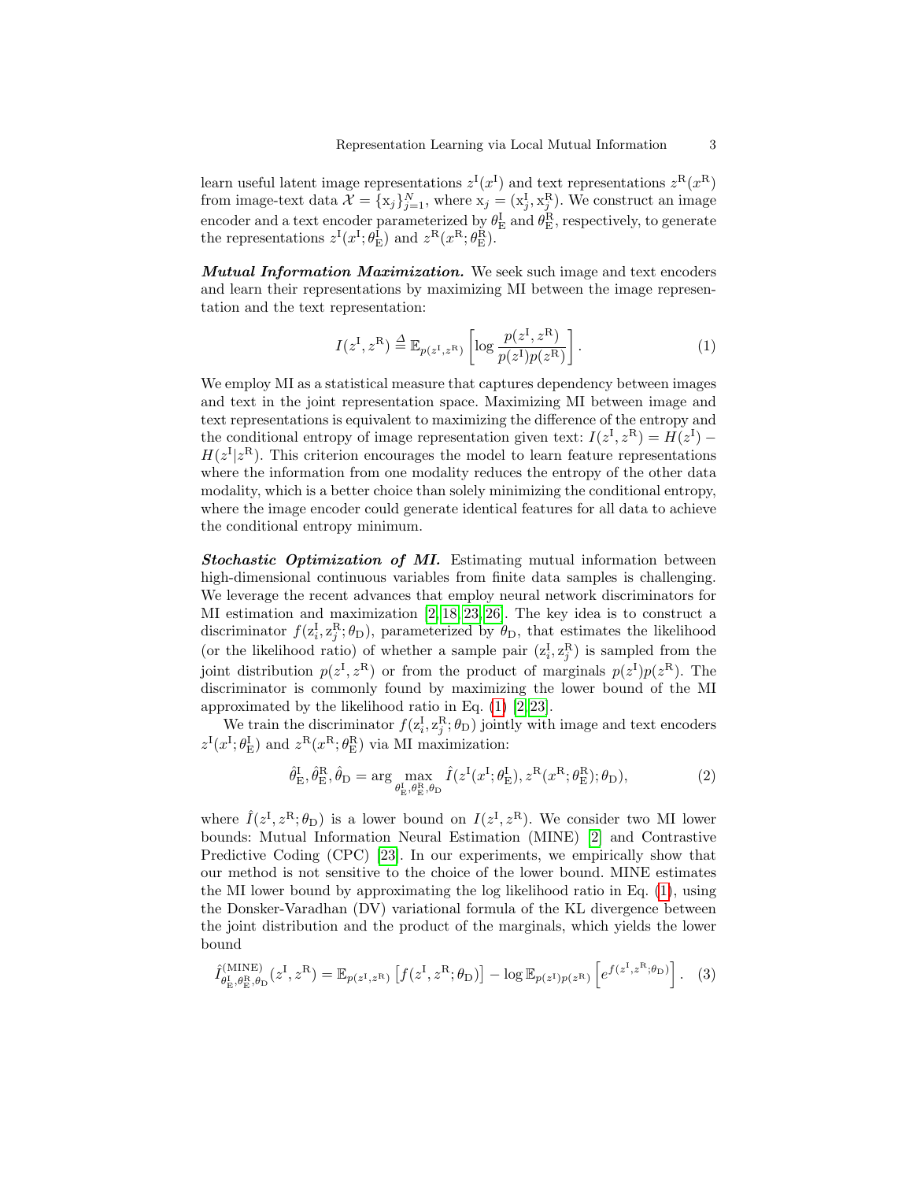learn useful latent image representations $z^{\mathrm{I}}(x^{\mathrm{I}})$ and text representations $z^{\mathrm{R}}(x^{\mathrm{R}})$ from image-text data $\mathcal{X} = \{\mathrm{x}_j\}_{j=1}^N$, where $\mathrm{x}_j = (\mathrm{x}_j^{\mathrm{I}}, \mathrm{x}_j^{\mathrm{R}})$. We construct an image encoder and a text encoder parameterized by $\theta_{\mathrm{E}}^{\mathrm{I}}$ and $\theta_{\mathrm{E}}^{\mathrm{R}}$, respectively, to generate the representations $z^{\mathrm{I}}(x^{\mathrm{I}};\theta_{\mathrm{E}}^{\mathrm{I}})$ and $z^{\mathrm{R}}(x^{\mathrm{R}};\theta_{\mathrm{E}}^{\mathrm{R}})$.

***Mutual Information Maximization.*** We seek such image and text encoders and learn their representations by maximizing MI between the image representation and the text representation:

$$I(z^{\mathrm{I}}, z^{\mathrm{R}}) \stackrel{\Delta}{=} \mathbb{E}_{p(z^{\mathrm{I}}, z^{\mathrm{R}})}\left[\log \frac{p(z^{\mathrm{I}}, z^{\mathrm{R}})}{p(z^{\mathrm{I}})p(z^{\mathrm{R}})}\right]. \tag{1}$$

We employ MI as a statistical measure that captures dependency between images and text in the joint representation space. Maximizing MI between image and text representations is equivalent to maximizing the difference of the entropy and the conditional entropy of image representation given text: $I(z^{\mathrm{I}}, z^{\mathrm{R}}) = H(z^{\mathrm{I}}) - H(z^{\mathrm{I}}|z^{\mathrm{R}})$. This criterion encourages the model to learn feature representations where the information from one modality reduces the entropy of the other data modality, which is a better choice than solely minimizing the conditional entropy, where the image encoder could generate identical features for all data to achieve the conditional entropy minimum.

***Stochastic Optimization of MI.*** Estimating mutual information between high-dimensional continuous variables from finite data samples is challenging. We leverage the recent advances that employ neural network discriminators for MI estimation and maximization [2,18,23,26]. The key idea is to construct a discriminator $f(\mathrm{z}_i^{\mathrm{I}}, \mathrm{z}_j^{\mathrm{R}}; \theta_{\mathrm{D}})$, parameterized by $\theta_{\mathrm{D}}$, that estimates the likelihood (or the likelihood ratio) of whether a sample pair $(\mathrm{z}_i^{\mathrm{I}}, \mathrm{z}_j^{\mathrm{R}})$ is sampled from the joint distribution $p(z^{\mathrm{I}}, z^{\mathrm{R}})$ or from the product of marginals $p(z^{\mathrm{I}})p(z^{\mathrm{R}})$. The discriminator is commonly found by maximizing the lower bound of the MI approximated by the likelihood ratio in Eq. (1) [2,23].

We train the discriminator $f(\mathrm{z}_i^{\mathrm{I}}, \mathrm{z}_j^{\mathrm{R}}; \theta_{\mathrm{D}})$ jointly with image and text encoders $z^{\mathrm{I}}(x^{\mathrm{I}};\theta_{\mathrm{E}}^{\mathrm{I}})$ and $z^{\mathrm{R}}(x^{\mathrm{R}};\theta_{\mathrm{E}}^{\mathrm{R}})$ via MI maximization:

$$\hat{\theta}_{\mathrm{E}}^{\mathrm{I}}, \hat{\theta}_{\mathrm{E}}^{\mathrm{R}}, \hat{\theta}_{\mathrm{D}} = \arg\max_{\theta_{\mathrm{E}}^{\mathrm{I}}, \theta_{\mathrm{E}}^{\mathrm{R}}, \theta_{\mathrm{D}}} \hat{I}(z^{\mathrm{I}}(x^{\mathrm{I}};\theta_{\mathrm{E}}^{\mathrm{I}}), z^{\mathrm{R}}(x^{\mathrm{R}};\theta_{\mathrm{E}}^{\mathrm{R}}); \theta_{\mathrm{D}}), \tag{2}$$

where $\hat{I}(z^{\mathrm{I}}, z^{\mathrm{R}}; \theta_{\mathrm{D}})$ is a lower bound on $I(z^{\mathrm{I}}, z^{\mathrm{R}})$. We consider two MI lower bounds: Mutual Information Neural Estimation (MINE) [2] and Contrastive Predictive Coding (CPC) [23]. In our experiments, we empirically show that our method is not sensitive to the choice of the lower bound. MINE estimates the MI lower bound by approximating the log likelihood ratio in Eq. (1), using the Donsker-Varadhan (DV) variational formula of the KL divergence between the joint distribution and the product of the marginals, which yields the lower bound

$$\hat{I}^{(\mathrm{MINE})}_{\theta_{\mathrm{E}}^{\mathrm{I}}, \theta_{\mathrm{E}}^{\mathrm{R}}, \theta_{\mathrm{D}}}(z^{\mathrm{I}}, z^{\mathrm{R}}) = \mathbb{E}_{p(z^{\mathrm{I}}, z^{\mathrm{R}})}\left[f(z^{\mathrm{I}}, z^{\mathrm{R}}; \theta_{\mathrm{D}})\right] - \log \mathbb{E}_{p(z^{\mathrm{I}})p(z^{\mathrm{R}})}\left[e^{f(z^{\mathrm{I}}, z^{\mathrm{R}}; \theta_{\mathrm{D}})}\right]. \tag{3}$$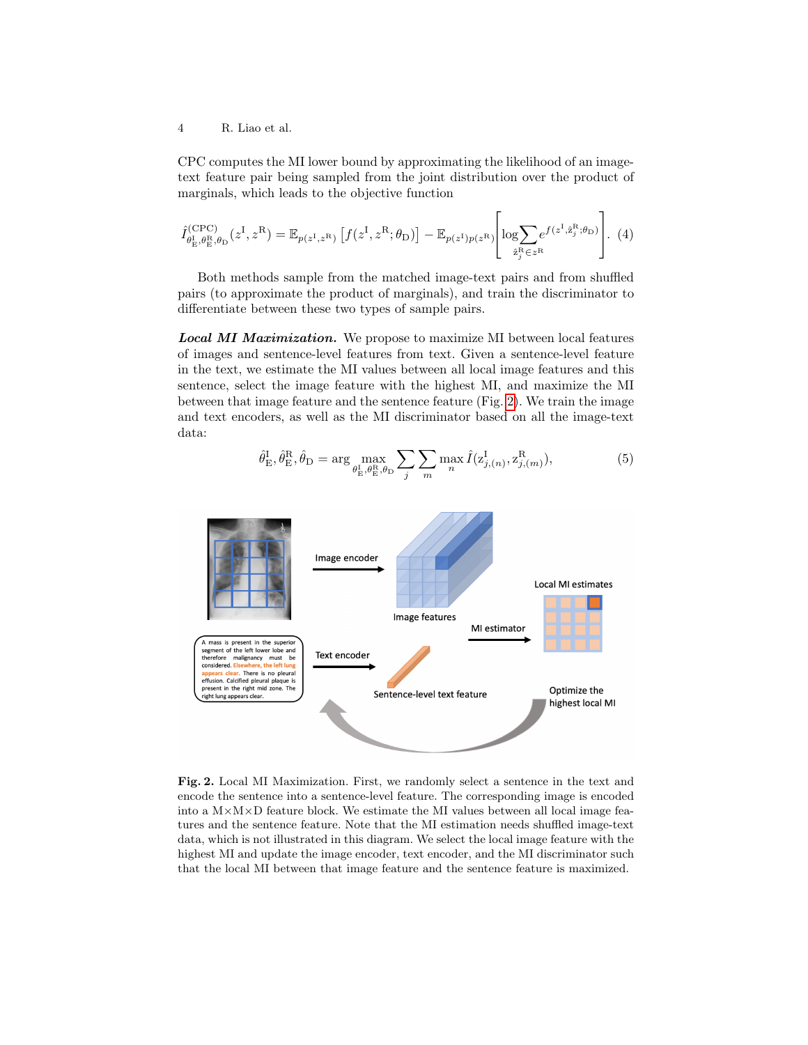CPC computes the MI lower bound by approximating the likelihood of an image-text feature pair being sampled from the joint distribution over the product of marginals, which leads to the objective function

$$\hat{I}^{(\mathrm{CPC})}_{\theta^{\mathrm{I}}_{\mathrm{E}},\theta^{\mathrm{R}}_{\mathrm{E}},\theta_{\mathrm{D}}}(z^{\mathrm{I}},z^{\mathrm{R}}) = \mathbb{E}_{p(z^{\mathrm{I}},z^{\mathrm{R}})}\left[f(z^{\mathrm{I}},z^{\mathrm{R}};\theta_{\mathrm{D}})\right] - \mathbb{E}_{p(z^{\mathrm{I}})p(z^{\mathrm{R}})}\left[\log \sum_{\hat{z}^{\mathrm{R}}_{j} \in z^{\mathrm{R}}} e^{f(z^{\mathrm{I}},\hat{z}^{\mathrm{R}}_{j};\theta_{\mathrm{D}})}\right]. \quad (4)$$

Both methods sample from the matched image-text pairs and from shuffled pairs (to approximate the product of marginals), and train the discriminator to differentiate between these two types of sample pairs.

***Local MI Maximization.*** We propose to maximize MI between local features of images and sentence-level features from text. Given a sentence-level feature in the text, we estimate the MI values between all local image features and this sentence, select the image feature with the highest MI, and maximize the MI between that image feature and the sentence feature (Fig. 2). We train the image and text encoders, as well as the MI discriminator based on all the image-text data:

$$\hat{\theta}^{\mathrm{I}}_{\mathrm{E}}, \hat{\theta}^{\mathrm{R}}_{\mathrm{E}}, \hat{\theta}_{\mathrm{D}} = \arg \max_{\theta^{\mathrm{I}}_{\mathrm{E}},\theta^{\mathrm{R}}_{\mathrm{E}},\theta_{\mathrm{D}}} \sum_{j} \sum_{m} \max_{n} \hat{I}(\mathrm{z}^{\mathrm{I}}_{j,(n)}, \mathrm{z}^{\mathrm{R}}_{j,(m)}), \quad (5)$$

**Fig. 2.** Local MI Maximization. First, we randomly select a sentence in the text and encode the sentence into a sentence-level feature. The corresponding image is encoded into a M×M×D feature block. We estimate the MI values between all local image features and the sentence feature. Note that the MI estimation needs shuffled image-text data, which is not illustrated in this diagram. We select the local image feature with the highest MI and update the image encoder, text encoder, and the MI discriminator such that the local MI between that image feature and the sentence feature is maximized.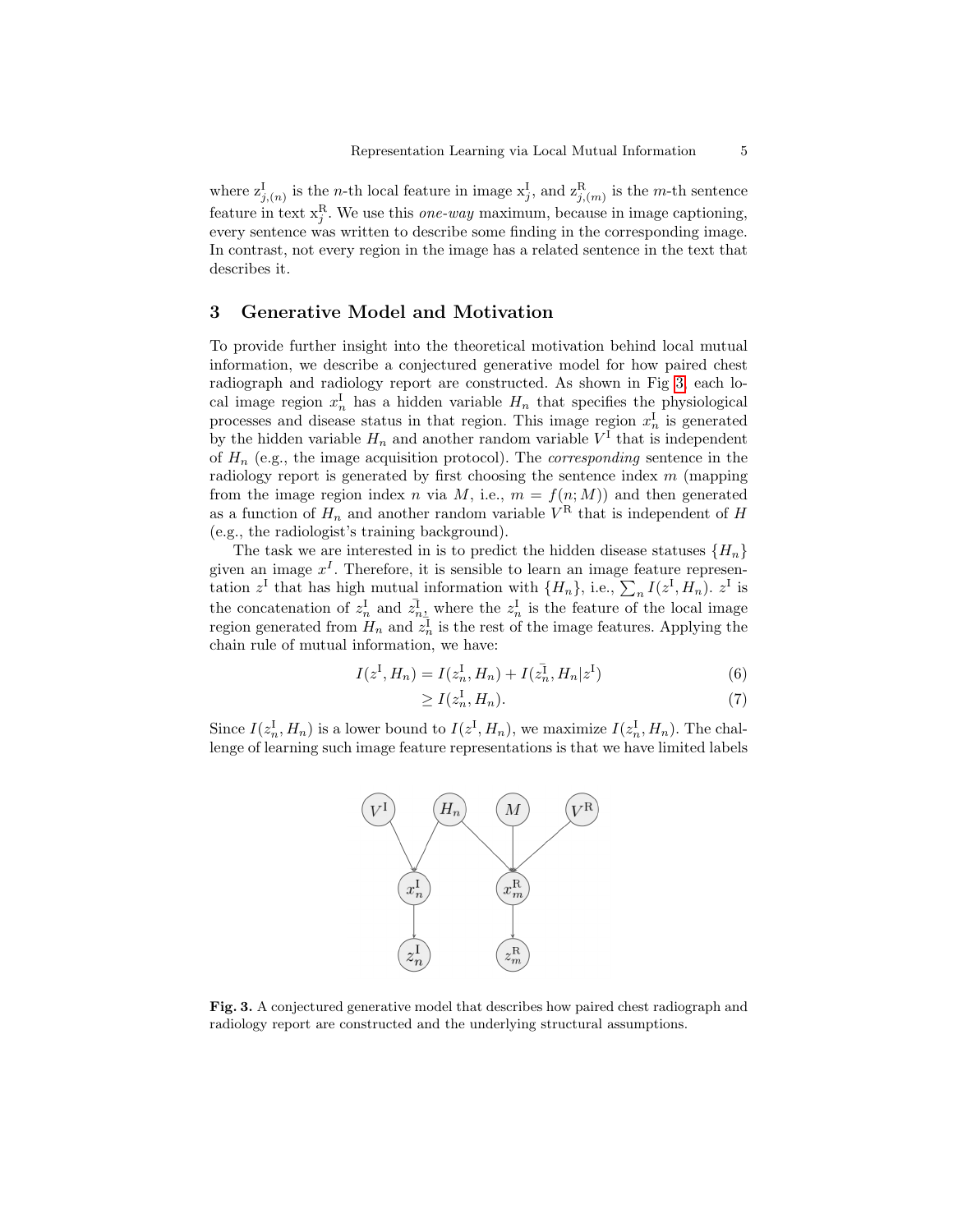where $\mathrm{z}^{\mathrm{I}}_{j,(n)}$ is the $n$-th local feature in image $\mathrm{x}^{\mathrm{I}}_{j}$, and $\mathrm{z}^{\mathrm{R}}_{j,(m)}$ is the $m$-th sentence feature in text $\mathrm{x}^{\mathrm{R}}_{j}$. We use this *one-way* maximum, because in image captioning, every sentence was written to describe some finding in the corresponding image. In contrast, not every region in the image has a related sentence in the text that describes it.

## 3 Generative Model and Motivation

To provide further insight into the theoretical motivation behind local mutual information, we describe a conjectured generative model for how paired chest radiograph and radiology report are constructed. As shown in Fig 3, each local image region $x^{\mathrm{I}}_n$ has a hidden variable $H_n$ that specifies the physiological processes and disease status in that region. This image region $x^{\mathrm{I}}_n$ is generated by the hidden variable $H_n$ and another random variable $V^{\mathrm{I}}$ that is independent of $H_n$ (e.g., the image acquisition protocol). The *corresponding* sentence in the radiology report is generated by first choosing the sentence index $m$ (mapping from the image region index $n$ via $M$, i.e., $m = f(n; M)$) and then generated as a function of $H_n$ and another random variable $V^{\mathrm{R}}$ that is independent of $H$ (e.g., the radiologist's training background).

The task we are interested in is to predict the hidden disease statuses $\{H_n\}$ given an image $x^I$. Therefore, it is sensible to learn an image feature representation $z^{\mathrm{I}}$ that has high mutual information with $\{H_n\}$, i.e., $\sum_n I(z^{\mathrm{I}}, H_n)$. $z^{\mathrm{I}}$ is the concatenation of $z^{\mathrm{I}}_n$ and $z^{\mathrm{I}}_{\bar{n}}$, where the $z^{\mathrm{I}}_n$ is the feature of the local image region generated from $H_n$ and $z^{\mathrm{I}}_{\bar{n}}$ is the rest of the image features. Applying the chain rule of mutual information, we have:

$$I(z^{\mathrm{I}}, H_n) = I(z^{\mathrm{I}}_n, H_n) + I(z^{\mathrm{I}}_{\bar{n}}, H_n | z^{\mathrm{I}}) \tag{6}$$

$$\geq I(z^{\mathrm{I}}_n, H_n). \tag{7}$$

Since $I(z^{\mathrm{I}}_n, H_n)$ is a lower bound to $I(z^{\mathrm{I}}, H_n)$, we maximize $I(z^{\mathrm{I}}_n, H_n)$. The challenge of learning such image feature representations is that we have limited labels

**Fig. 3.** A conjectured generative model that describes how paired chest radiograph and radiology report are constructed and the underlying structural assumptions.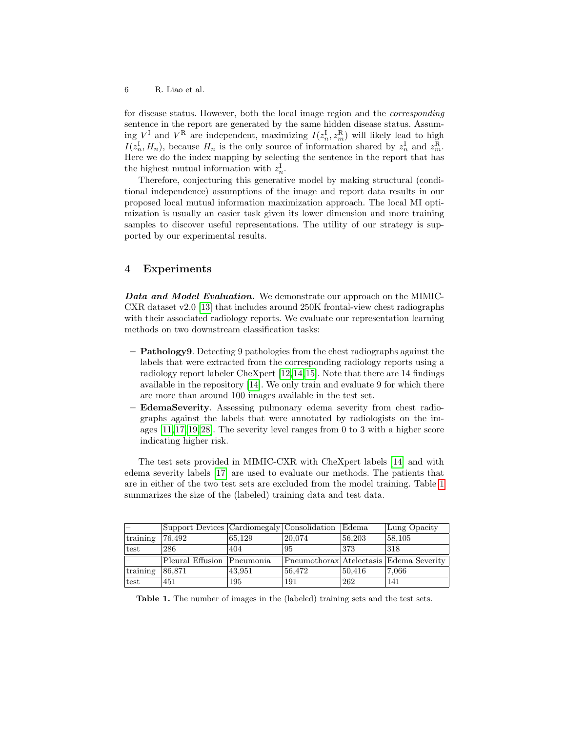for disease status. However, both the local image region and the *corresponding* sentence in the report are generated by the same hidden disease status. Assuming $V^{\mathrm{I}}$ and $V^{\mathrm{R}}$ are independent, maximizing $I(z_n^{\mathrm{I}}, z_m^{\mathrm{R}})$ will likely lead to high $I(z_n^{\mathrm{I}}, H_n)$, because $H_n$ is the only source of information shared by $z_n^{\mathrm{I}}$ and $z_m^{\mathrm{R}}$. Here we do the index mapping by selecting the sentence in the report that has the highest mutual information with $z_n^{\mathrm{I}}$.

Therefore, conjecturing this generative model by making structural (conditional independence) assumptions of the image and report data results in our proposed local mutual information maximization approach. The local MI optimization is usually an easier task given its lower dimension and more training samples to discover useful representations. The utility of our strategy is supported by our experimental results.

## 4 Experiments

***Data and Model Evaluation.*** We demonstrate our approach on the MIMIC-CXR dataset v2.0 [13] that includes around 250K frontal-view chest radiographs with their associated radiology reports. We evaluate our representation learning methods on two downstream classification tasks:

- **Pathology9**. Detecting 9 pathologies from the chest radiographs against the labels that were extracted from the corresponding radiology reports using a radiology report labeler CheXpert [12,14,15]. Note that there are 14 findings available in the repository [14]. We only train and evaluate 9 for which there are more than around 100 images available in the test set.
- **EdemaSeverity**. Assessing pulmonary edema severity from chest radiographs against the labels that were annotated by radiologists on the images [11,17,19,28]. The severity level ranges from 0 to 3 with a higher score indicating higher risk.

The test sets provided in MIMIC-CXR with CheXpert labels [14] and with edema severity labels [17] are used to evaluate our methods. The patients that are in either of the two test sets are excluded from the model training. Table 1 summarizes the size of the (labeled) training data and test data.

| – | Support Devices | Cardiomegaly | Consolidation | Edema | Lung Opacity |
|---|---|---|---|---|---|
| training | 76,492 | 65,129 | 20,074 | 56,203 | 58,105 |
| test | 286 | 404 | 95 | 373 | 318 |
| – | Pleural Effusion | Pneumonia | Pneumothorax | Atelectasis | Edema Severity |
| training | 86,871 | 43,951 | 56,472 | 50,416 | 7,066 |
| test | 451 | 195 | 191 | 262 | 141 |

**Table 1.** The number of images in the (labeled) training sets and the test sets.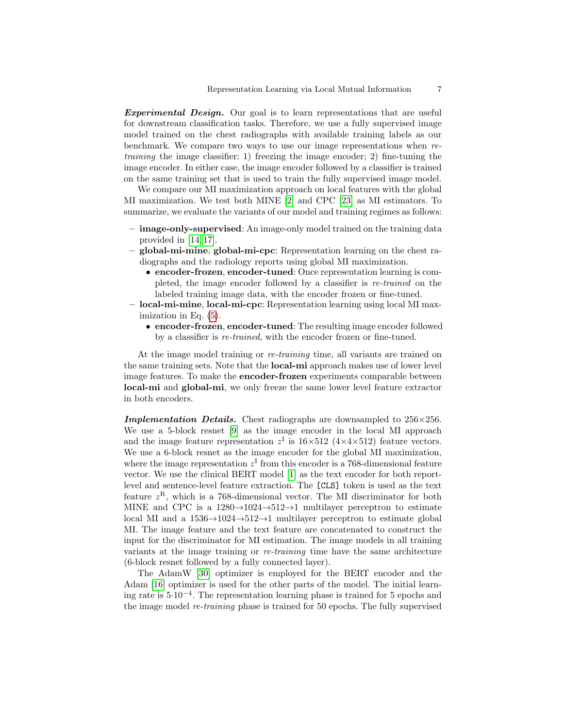***Experimental Design.*** Our goal is to learn representations that are useful for downstream classification tasks. Therefore, we use a fully supervised image model trained on the chest radiographs with available training labels as our benchmark. We compare two ways to use our image representations when *re-training* the image classifier: 1) freezing the image encoder; 2) fine-tuning the image encoder. In either case, the image encoder followed by a classifier is trained on the same training set that is used to train the fully supervised image model.

We compare our MI maximization approach on local features with the global MI maximization. We test both MINE [2] and CPC [23] as MI estimators. To summarize, we evaluate the variants of our model and training regimes as follows:

- **image-only-supervised**: An image-only model trained on the training data provided in [14,17].
- **global-mi-mine**, **global-mi-cpc**: Representation learning on the chest radiographs and the radiology reports using global MI maximization.
  - **encoder-frozen**, **encoder-tuned**: Once representation learning is completed, the image encoder followed by a classifier is *re-trained* on the labeled training image data, with the encoder frozen or fine-tuned.
- **local-mi-mine**, **local-mi-cpc**: Representation learning using local MI maximization in Eq. (5).
  - **encoder-frozen**, **encoder-tuned**: The resulting image encoder followed by a classifier is *re-trained*, with the encoder frozen or fine-tuned.

At the image model training or *re-training* time, all variants are trained on the same training sets. Note that the **local-mi** approach makes use of lower level image features. To make the **encoder-frozen** experiments comparable between **local-mi** and **global-mi**, we only freeze the same lower level feature extractor in both encoders.

***Implementation Details.*** Chest radiographs are downsampled to 256×256. We use a 5-block resnet [9] as the image encoder in the local MI approach and the image feature representation $z^{\mathrm{I}}$ is 16×512 (4×4×512) feature vectors. We use a 6-block resnet as the image encoder for the global MI maximization, where the image representation $z^{\mathrm{I}}$ from this encoder is a 768-dimensional feature vector. We use the clinical BERT model [1] as the text encoder for both report-level and sentence-level feature extraction. The `[CLS]` token is used as the text feature $z^{\mathrm{R}}$, which is a 768-dimensional vector. The MI discriminator for both MINE and CPC is a 1280→1024→512→1 multilayer perceptron to estimate local MI and a 1536→1024→512→1 multilayer perceptron to estimate global MI. The image feature and the text feature are concatenated to construct the input for the discriminator for MI estimation. The image models in all training variants at the image training or *re-training* time have the same architecture (6-block resnet followed by a fully connected layer).

The AdamW [30] optimizer is employed for the BERT encoder and the Adam [16] optimizer is used for the other parts of the model. The initial learning rate is $5{\cdot}10^{-4}$. The representation learning phase is trained for 5 epochs and the image model *re-training* phase is trained for 50 epochs. The fully supervised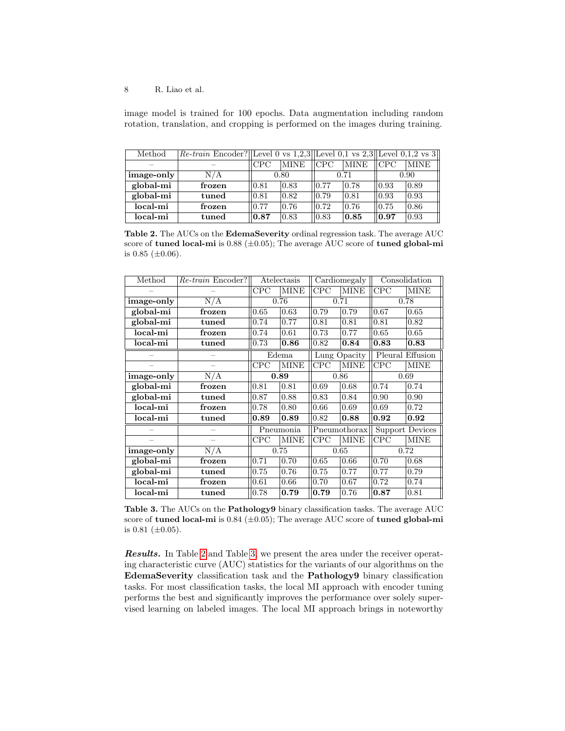image model is trained for 100 epochs. Data augmentation including random rotation, translation, and cropping is performed on the images during training.

| Method | *Re-train* Encoder? | Level 0 vs 1,2,3 | | Level 0,1 vs 2,3 | | Level 0,1,2 vs 3 | |
|---|---|---|---|---|---|---|---|
| – | – | CPC | MINE | CPC | MINE | CPC | MINE |
| **image-only** | N/A | 0.80 | | 0.71 | | 0.90 | |
| **global-mi** | **frozen** | 0.81 | 0.83 | 0.77 | 0.78 | 0.93 | 0.89 |
| **global-mi** | **tuned** | 0.81 | 0.82 | 0.79 | 0.81 | 0.93 | 0.93 |
| **local-mi** | **frozen** | 0.77 | 0.76 | 0.72 | 0.76 | 0.75 | 0.86 |
| **local-mi** | **tuned** | **0.87** | 0.83 | 0.83 | **0.85** | **0.97** | 0.93 |

**Table 2.** The AUCs on the **EdemaSeverity** ordinal regression task. The average AUC score of **tuned local-mi** is 0.88 (±0.05); The average AUC score of **tuned global-mi** is 0.85 (±0.06).

| Method | *Re-train* Encoder? | Atelectasis | | Cardiomegaly | | Consolidation | |
|---|---|---|---|---|---|---|---|
| – | – | CPC | MINE | CPC | MINE | CPC | MINE |
| **image-only** | N/A | 0.76 | | 0.71 | | 0.78 | |
| **global-mi** | **frozen** | 0.65 | 0.63 | 0.79 | 0.79 | 0.67 | 0.65 |
| **global-mi** | **tuned** | 0.74 | 0.77 | 0.81 | 0.81 | 0.81 | 0.82 |
| **local-mi** | **frozen** | 0.74 | 0.61 | 0.73 | 0.77 | 0.65 | 0.65 |
| **local-mi** | **tuned** | 0.73 | **0.86** | 0.82 | **0.84** | **0.83** | **0.83** |
| – | – | Edema | | Lung Opacity | | Pleural Effusion | |
| – | – | CPC | MINE | CPC | MINE | CPC | MINE |
| **image-only** | N/A | **0.89** | | 0.86 | | 0.69 | |
| **global-mi** | **frozen** | 0.81 | 0.81 | 0.69 | 0.68 | 0.74 | 0.74 |
| **global-mi** | **tuned** | 0.87 | 0.88 | 0.83 | 0.84 | 0.90 | 0.90 |
| **local-mi** | **frozen** | 0.78 | 0.80 | 0.66 | 0.69 | 0.69 | 0.72 |
| **local-mi** | **tuned** | **0.89** | **0.89** | 0.82 | **0.88** | **0.92** | **0.92** |
| – | – | Pneumonia | | Pneumothorax | | Support Devices | |
| – | – | CPC | MINE | CPC | MINE | CPC | MINE |
| **image-only** | N/A | 0.75 | | 0.65 | | 0.72 | |
| **global-mi** | **frozen** | 0.71 | 0.70 | 0.65 | 0.66 | 0.70 | 0.68 |
| **global-mi** | **tuned** | 0.75 | 0.76 | 0.75 | 0.77 | 0.77 | 0.79 |
| **local-mi** | **frozen** | 0.61 | 0.66 | 0.70 | 0.67 | 0.72 | 0.74 |
| **local-mi** | **tuned** | 0.78 | **0.79** | **0.79** | 0.76 | **0.87** | 0.81 |

**Table 3.** The AUCs on the **Pathology9** binary classification tasks. The average AUC score of **tuned local-mi** is 0.84 (±0.05); The average AUC score of **tuned global-mi** is 0.81 (±0.05).

***Results.*** In Table 2 and Table 3, we present the area under the receiver operating characteristic curve (AUC) statistics for the variants of our algorithms on the **EdemaSeverity** classification task and the **Pathology9** binary classification tasks. For most classification tasks, the local MI approach with encoder tuning performs the best and significantly improves the performance over solely supervised learning on labeled images. The local MI approach brings in noteworthy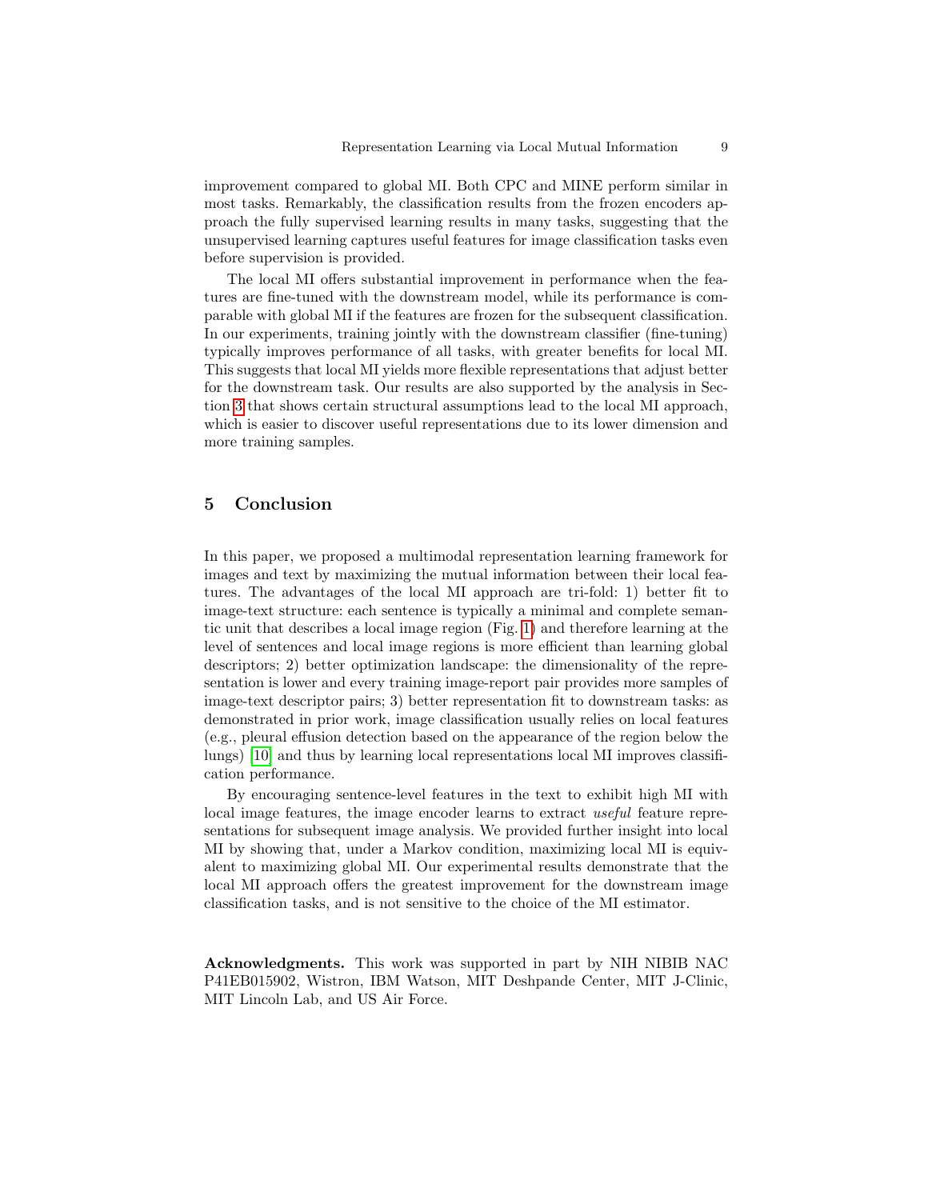improvement compared to global MI. Both CPC and MINE perform similar in most tasks. Remarkably, the classification results from the frozen encoders approach the fully supervised learning results in many tasks, suggesting that the unsupervised learning captures useful features for image classification tasks even before supervision is provided.

The local MI offers substantial improvement in performance when the features are fine-tuned with the downstream model, while its performance is comparable with global MI if the features are frozen for the subsequent classification. In our experiments, training jointly with the downstream classifier (fine-tuning) typically improves performance of all tasks, with greater benefits for local MI. This suggests that local MI yields more flexible representations that adjust better for the downstream task. Our results are also supported by the analysis in Section 3 that shows certain structural assumptions lead to the local MI approach, which is easier to discover useful representations due to its lower dimension and more training samples.

## 5 Conclusion

In this paper, we proposed a multimodal representation learning framework for images and text by maximizing the mutual information between their local features. The advantages of the local MI approach are tri-fold: 1) better fit to image-text structure: each sentence is typically a minimal and complete semantic unit that describes a local image region (Fig. 1) and therefore learning at the level of sentences and local image regions is more efficient than learning global descriptors; 2) better optimization landscape: the dimensionality of the representation is lower and every training image-report pair provides more samples of image-text descriptor pairs; 3) better representation fit to downstream tasks: as demonstrated in prior work, image classification usually relies on local features (e.g., pleural effusion detection based on the appearance of the region below the lungs) [10] and thus by learning local representations local MI improves classification performance.

By encouraging sentence-level features in the text to exhibit high MI with local image features, the image encoder learns to extract *useful* feature representations for subsequent image analysis. We provided further insight into local MI by showing that, under a Markov condition, maximizing local MI is equivalent to maximizing global MI. Our experimental results demonstrate that the local MI approach offers the greatest improvement for the downstream image classification tasks, and is not sensitive to the choice of the MI estimator.

**Acknowledgments.** This work was supported in part by NIH NIBIB NAC P41EB015902, Wistron, IBM Watson, MIT Deshpande Center, MIT J-Clinic, MIT Lincoln Lab, and US Air Force.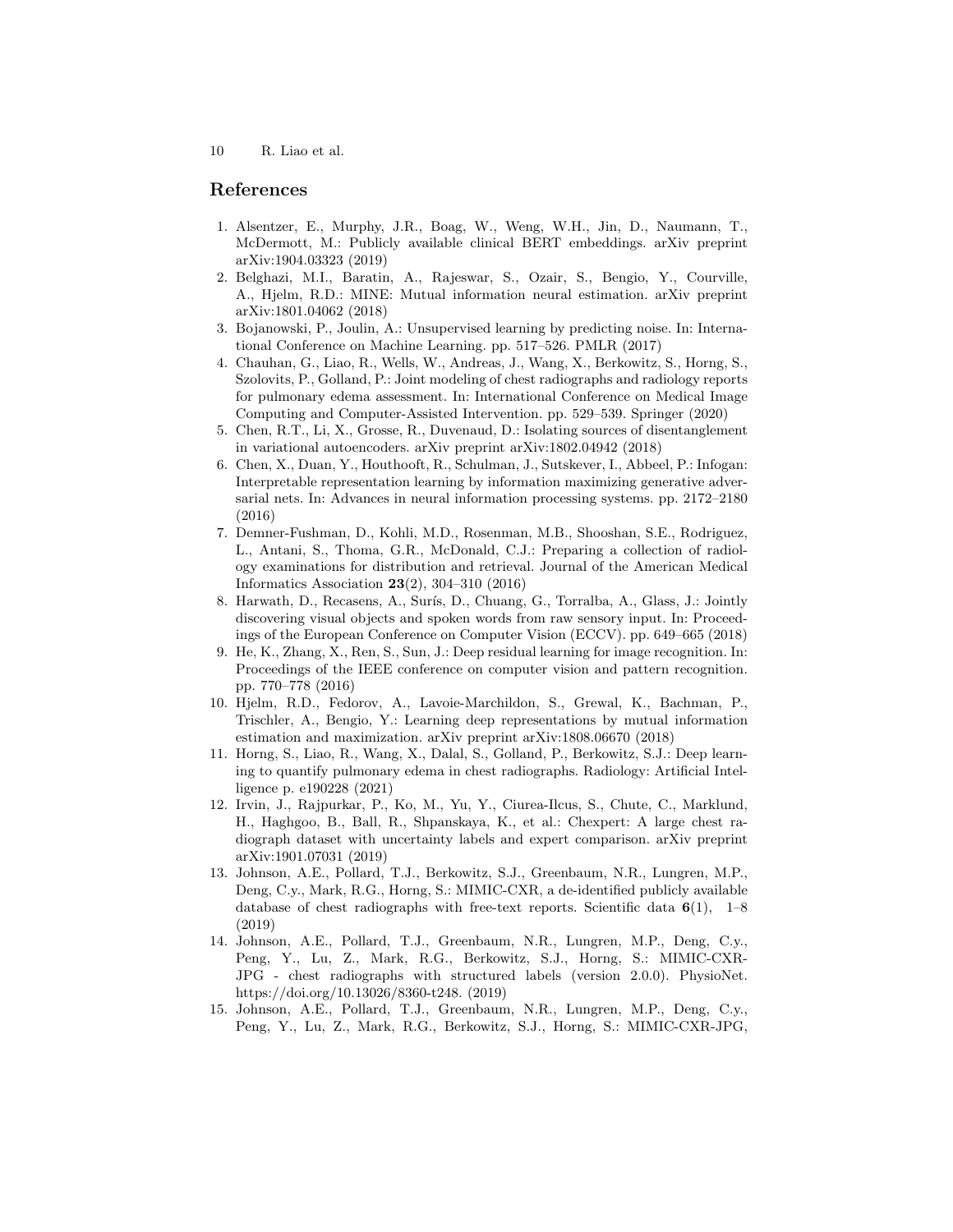## References

1. Alsentzer, E., Murphy, J.R., Boag, W., Weng, W.H., Jin, D., Naumann, T., McDermott, M.: Publicly available clinical BERT embeddings. arXiv preprint arXiv:1904.03323 (2019)
2. Belghazi, M.I., Baratin, A., Rajeswar, S., Ozair, S., Bengio, Y., Courville, A., Hjelm, R.D.: MINE: Mutual information neural estimation. arXiv preprint arXiv:1801.04062 (2018)
3. Bojanowski, P., Joulin, A.: Unsupervised learning by predicting noise. In: International Conference on Machine Learning. pp. 517–526. PMLR (2017)
4. Chauhan, G., Liao, R., Wells, W., Andreas, J., Wang, X., Berkowitz, S., Horng, S., Szolovits, P., Golland, P.: Joint modeling of chest radiographs and radiology reports for pulmonary edema assessment. In: International Conference on Medical Image Computing and Computer-Assisted Intervention. pp. 529–539. Springer (2020)
5. Chen, R.T., Li, X., Grosse, R., Duvenaud, D.: Isolating sources of disentanglement in variational autoencoders. arXiv preprint arXiv:1802.04942 (2018)
6. Chen, X., Duan, Y., Houthooft, R., Schulman, J., Sutskever, I., Abbeel, P.: Infogan: Interpretable representation learning by information maximizing generative adversarial nets. In: Advances in neural information processing systems. pp. 2172–2180 (2016)
7. Demner-Fushman, D., Kohli, M.D., Rosenman, M.B., Shooshan, S.E., Rodriguez, L., Antani, S., Thoma, G.R., McDonald, C.J.: Preparing a collection of radiology examinations for distribution and retrieval. Journal of the American Medical Informatics Association **23**(2), 304–310 (2016)
8. Harwath, D., Recasens, A., Surís, D., Chuang, G., Torralba, A., Glass, J.: Jointly discovering visual objects and spoken words from raw sensory input. In: Proceedings of the European Conference on Computer Vision (ECCV). pp. 649–665 (2018)
9. He, K., Zhang, X., Ren, S., Sun, J.: Deep residual learning for image recognition. In: Proceedings of the IEEE conference on computer vision and pattern recognition. pp. 770–778 (2016)
10. Hjelm, R.D., Fedorov, A., Lavoie-Marchildon, S., Grewal, K., Bachman, P., Trischler, A., Bengio, Y.: Learning deep representations by mutual information estimation and maximization. arXiv preprint arXiv:1808.06670 (2018)
11. Horng, S., Liao, R., Wang, X., Dalal, S., Golland, P., Berkowitz, S.J.: Deep learning to quantify pulmonary edema in chest radiographs. Radiology: Artificial Intelligence p. e190228 (2021)
12. Irvin, J., Rajpurkar, P., Ko, M., Yu, Y., Ciurea-Ilcus, S., Chute, C., Marklund, H., Haghgoo, B., Ball, R., Shpanskaya, K., et al.: Chexpert: A large chest radiograph dataset with uncertainty labels and expert comparison. arXiv preprint arXiv:1901.07031 (2019)
13. Johnson, A.E., Pollard, T.J., Berkowitz, S.J., Greenbaum, N.R., Lungren, M.P., Deng, C.y., Mark, R.G., Horng, S.: MIMIC-CXR, a de-identified publicly available database of chest radiographs with free-text reports. Scientific data **6**(1), 1–8 (2019)
14. Johnson, A.E., Pollard, T.J., Greenbaum, N.R., Lungren, M.P., Deng, C.y., Peng, Y., Lu, Z., Mark, R.G., Berkowitz, S.J., Horng, S.: MIMIC-CXR-JPG - chest radiographs with structured labels (version 2.0.0). PhysioNet. https://doi.org/10.13026/8360-t248. (2019)
15. Johnson, A.E., Pollard, T.J., Greenbaum, N.R., Lungren, M.P., Deng, C.y., Peng, Y., Lu, Z., Mark, R.G., Berkowitz, S.J., Horng, S.: MIMIC-CXR-JPG,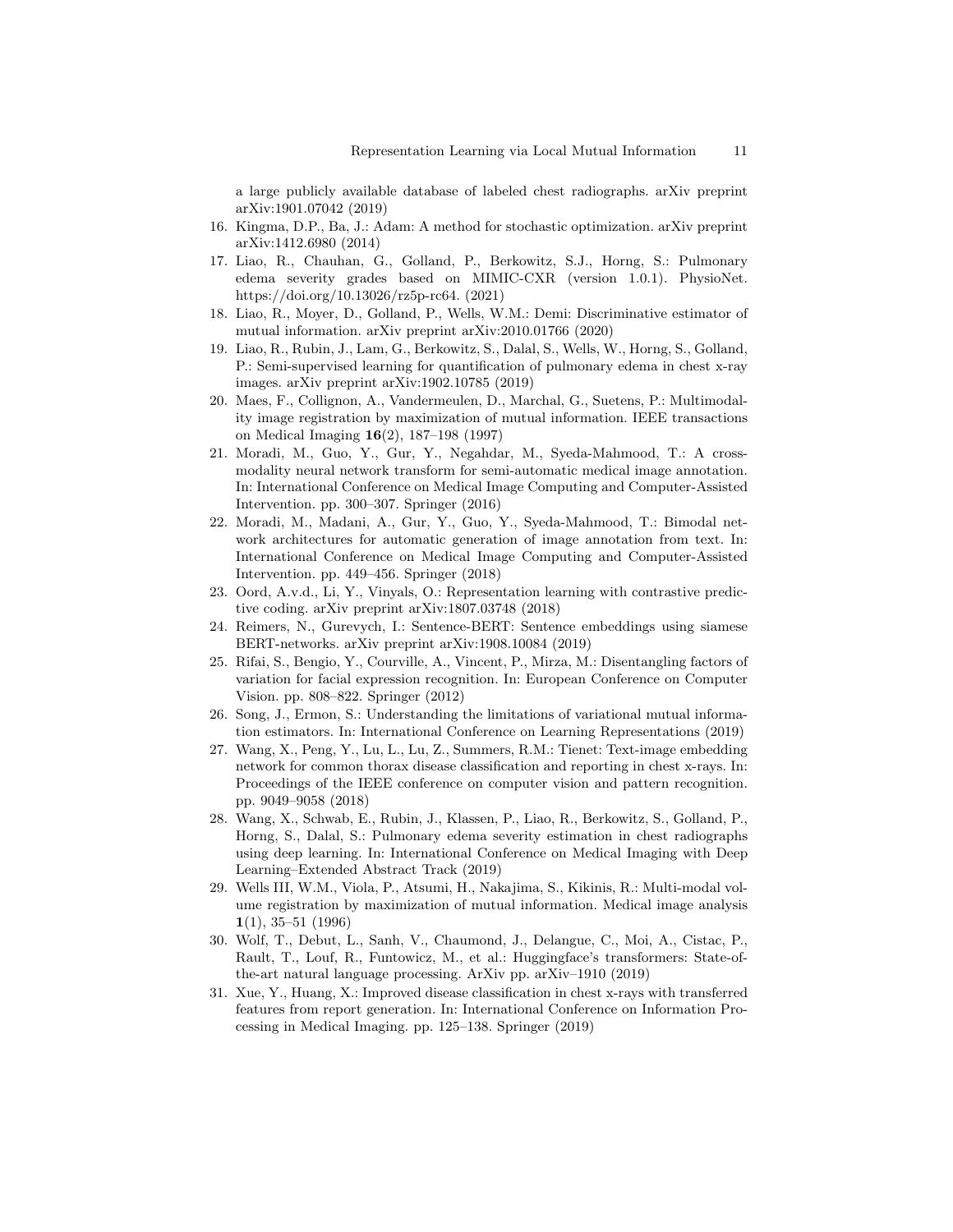a large publicly available database of labeled chest radiographs. arXiv preprint arXiv:1901.07042 (2019)

16. Kingma, D.P., Ba, J.: Adam: A method for stochastic optimization. arXiv preprint arXiv:1412.6980 (2014)
17. Liao, R., Chauhan, G., Golland, P., Berkowitz, S.J., Horng, S.: Pulmonary edema severity grades based on MIMIC-CXR (version 1.0.1). PhysioNet. https://doi.org/10.13026/rz5p-rc64. (2021)
18. Liao, R., Moyer, D., Golland, P., Wells, W.M.: Demi: Discriminative estimator of mutual information. arXiv preprint arXiv:2010.01766 (2020)
19. Liao, R., Rubin, J., Lam, G., Berkowitz, S., Dalal, S., Wells, W., Horng, S., Golland, P.: Semi-supervised learning for quantification of pulmonary edema in chest x-ray images. arXiv preprint arXiv:1902.10785 (2019)
20. Maes, F., Collignon, A., Vandermeulen, D., Marchal, G., Suetens, P.: Multimodality image registration by maximization of mutual information. IEEE transactions on Medical Imaging **16**(2), 187–198 (1997)
21. Moradi, M., Guo, Y., Gur, Y., Negahdar, M., Syeda-Mahmood, T.: A cross-modality neural network transform for semi-automatic medical image annotation. In: International Conference on Medical Image Computing and Computer-Assisted Intervention. pp. 300–307. Springer (2016)
22. Moradi, M., Madani, A., Gur, Y., Guo, Y., Syeda-Mahmood, T.: Bimodal network architectures for automatic generation of image annotation from text. In: International Conference on Medical Image Computing and Computer-Assisted Intervention. pp. 449–456. Springer (2018)
23. Oord, A.v.d., Li, Y., Vinyals, O.: Representation learning with contrastive predictive coding. arXiv preprint arXiv:1807.03748 (2018)
24. Reimers, N., Gurevych, I.: Sentence-BERT: Sentence embeddings using siamese BERT-networks. arXiv preprint arXiv:1908.10084 (2019)
25. Rifai, S., Bengio, Y., Courville, A., Vincent, P., Mirza, M.: Disentangling factors of variation for facial expression recognition. In: European Conference on Computer Vision. pp. 808–822. Springer (2012)
26. Song, J., Ermon, S.: Understanding the limitations of variational mutual information estimators. In: International Conference on Learning Representations (2019)
27. Wang, X., Peng, Y., Lu, L., Lu, Z., Summers, R.M.: Tienet: Text-image embedding network for common thorax disease classification and reporting in chest x-rays. In: Proceedings of the IEEE conference on computer vision and pattern recognition. pp. 9049–9058 (2018)
28. Wang, X., Schwab, E., Rubin, J., Klassen, P., Liao, R., Berkowitz, S., Golland, P., Horng, S., Dalal, S.: Pulmonary edema severity estimation in chest radiographs using deep learning. In: International Conference on Medical Imaging with Deep Learning–Extended Abstract Track (2019)
29. Wells III, W.M., Viola, P., Atsumi, H., Nakajima, S., Kikinis, R.: Multi-modal volume registration by maximization of mutual information. Medical image analysis **1**(1), 35–51 (1996)
30. Wolf, T., Debut, L., Sanh, V., Chaumond, J., Delangue, C., Moi, A., Cistac, P., Rault, T., Louf, R., Funtowicz, M., et al.: Huggingface's transformers: State-of-the-art natural language processing. ArXiv pp. arXiv–1910 (2019)
31. Xue, Y., Huang, X.: Improved disease classification in chest x-rays with transferred features from report generation. In: International Conference on Information Processing in Medical Imaging. pp. 125–138. Springer (2019)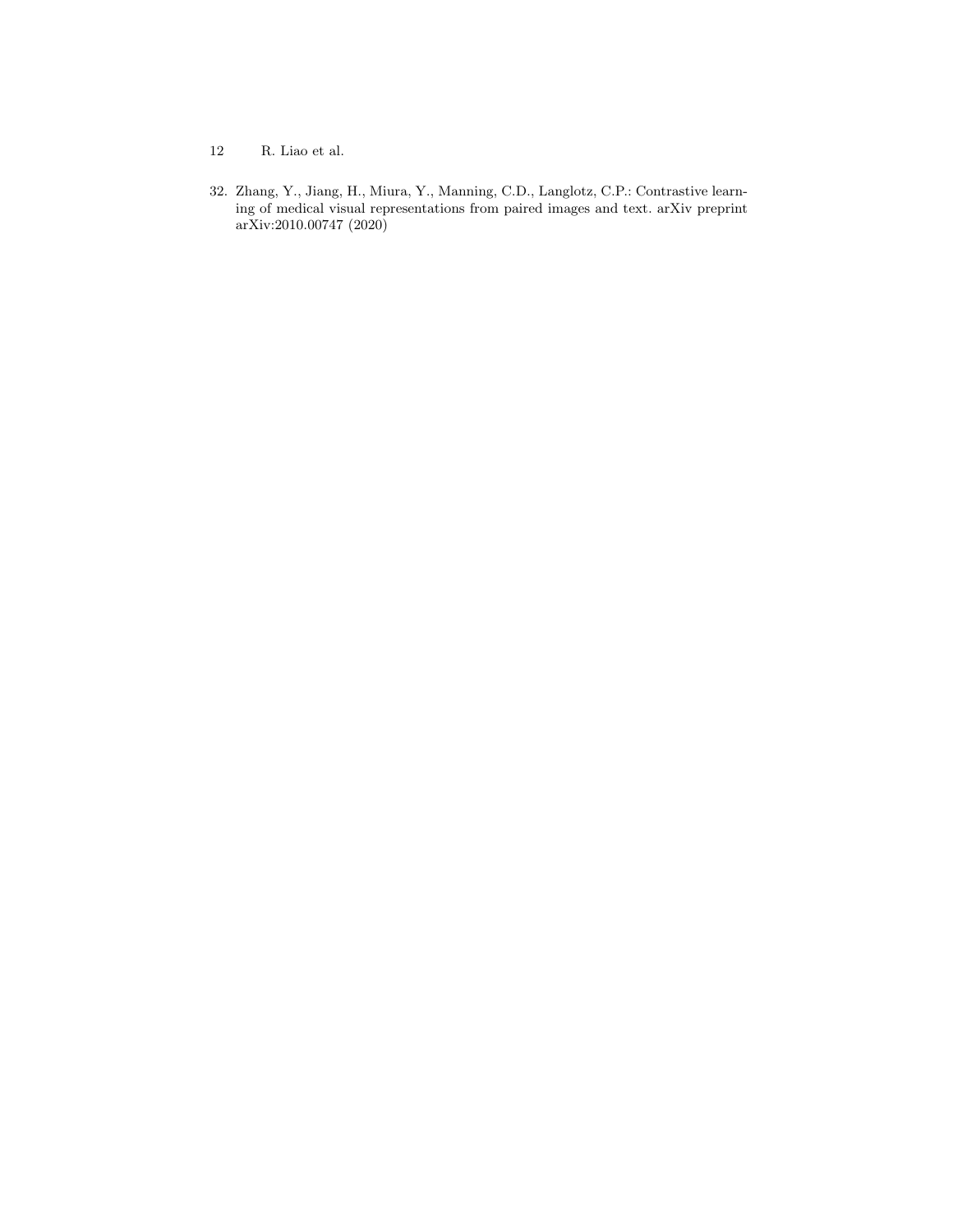32. Zhang, Y., Jiang, H., Miura, Y., Manning, C.D., Langlotz, C.P.: Contrastive learning of medical visual representations from paired images and text. arXiv preprint arXiv:2010.00747 (2020)